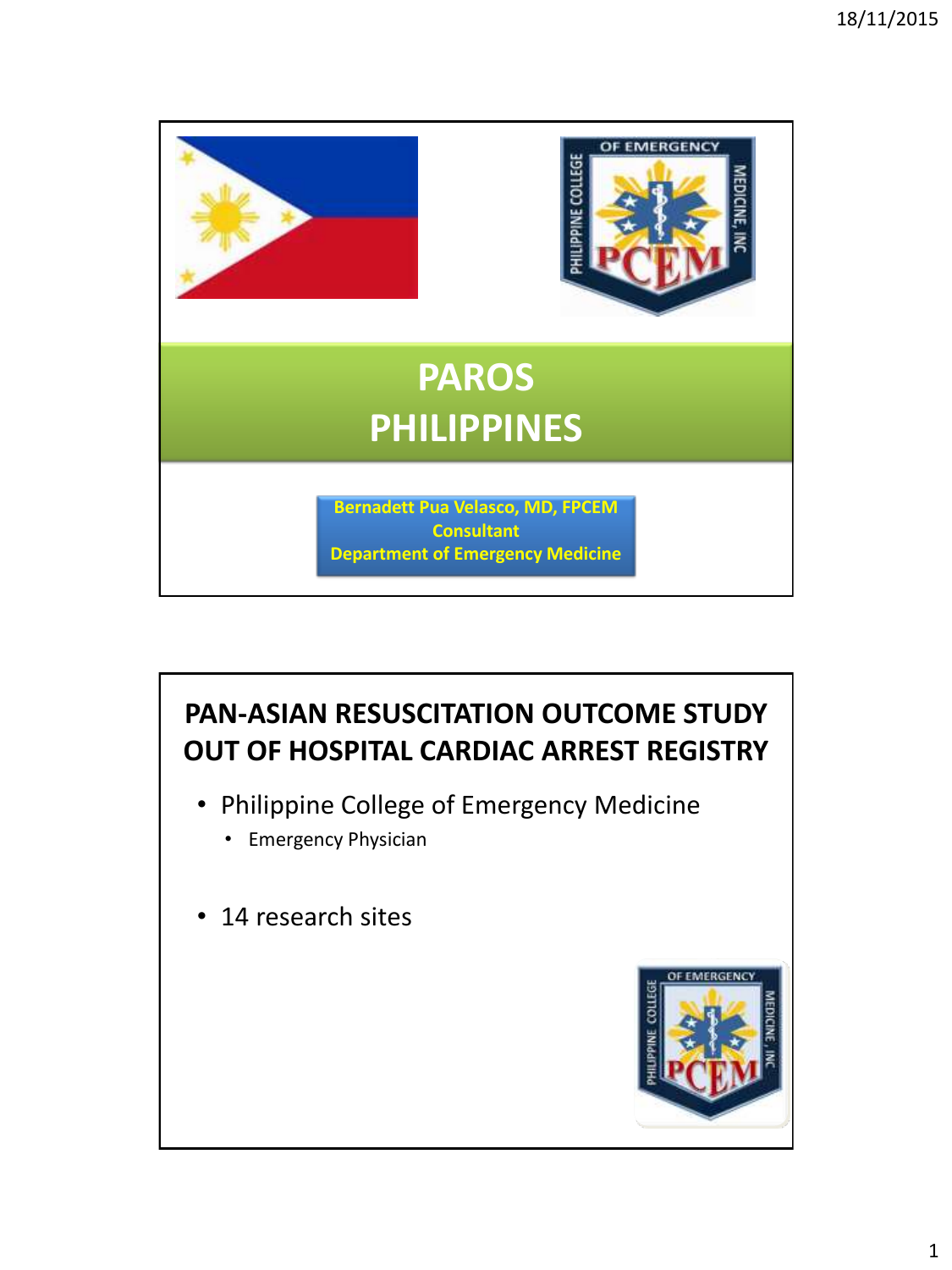# PAROS PHILIPPINES

**Bernadett Pua Velasco, MD, FPCEM**
**Consultant**
**Department of Emergency Medicine**

## PAN-ASIAN RESUSCITATION OUTCOME STUDY OUT OF HOSPITAL CARDIAC ARREST REGISTRY

- Philippine College of Emergency Medicine
  - Emergency Physician
- 14 research sites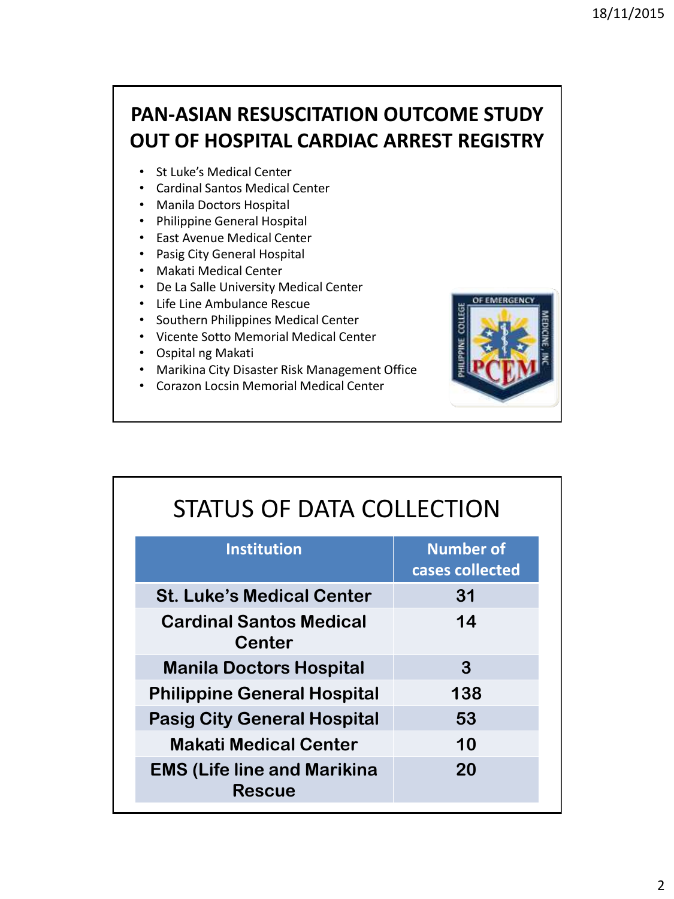## PAN-ASIAN RESUSCITATION OUTCOME STUDY OUT OF HOSPITAL CARDIAC ARREST REGISTRY

- St Luke's Medical Center
- Cardinal Santos Medical Center
- Manila Doctors Hospital
- Philippine General Hospital
- East Avenue Medical Center
- Pasig City General Hospital
- Makati Medical Center
- De La Salle University Medical Center
- Life Line Ambulance Rescue
- Southern Philippines Medical Center
- Vicente Sotto Memorial Medical Center
- Ospital ng Makati
- Marikina City Disaster Risk Management Office
- Corazon Locsin Memorial Medical Center

## STATUS OF DATA COLLECTION

| Institution | Number of cases collected |
|---|---|
| St. Luke's Medical Center | 31 |
| Cardinal Santos Medical Center | 14 |
| Manila Doctors Hospital | 3 |
| Philippine General Hospital | 138 |
| Pasig City General Hospital | 53 |
| Makati Medical Center | 10 |
| EMS (Life line and Marikina Rescue | 20 |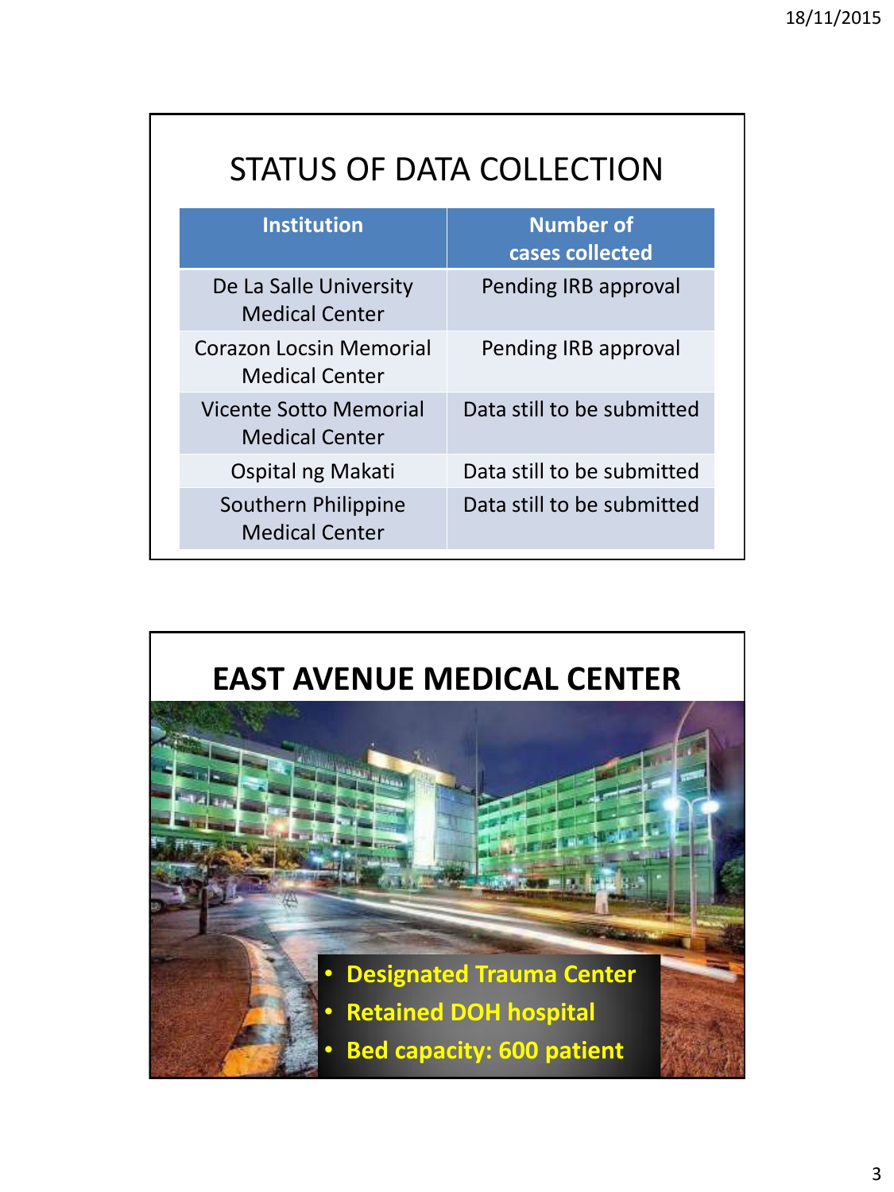## STATUS OF DATA COLLECTION

| Institution | Number of cases collected |
|---|---|
| De La Salle University Medical Center | Pending IRB approval |
| Corazon Locsin Memorial Medical Center | Pending IRB approval |
| Vicente Sotto Memorial Medical Center | Data still to be submitted |
| Ospital ng Makati | Data still to be submitted |
| Southern Philippine Medical Center | Data still to be submitted |

## EAST AVENUE MEDICAL CENTER

- Designated Trauma Center
- Retained DOH hospital
- Bed capacity: 600 patient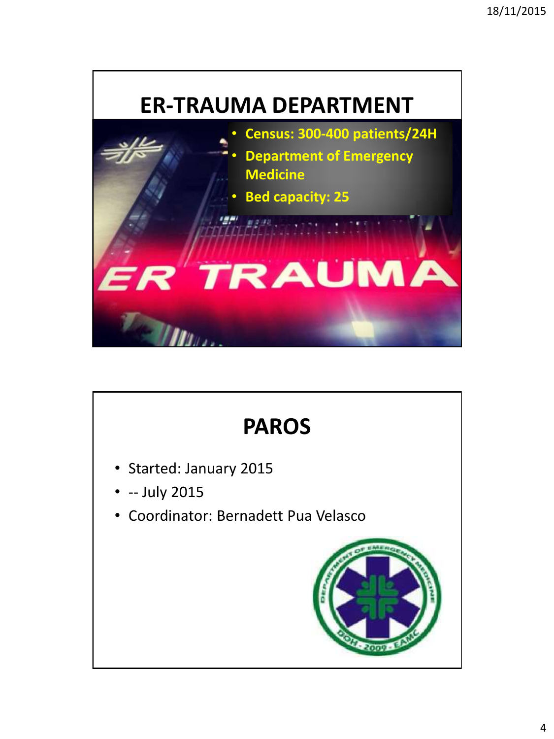# ER-TRAUMA DEPARTMENT

- Census: 300-400 patients/24H
- Department of Emergency Medicine
- Bed capacity: 25

# PAROS

- Started: January 2015
- -- July 2015
- Coordinator: Bernadett Pua Velasco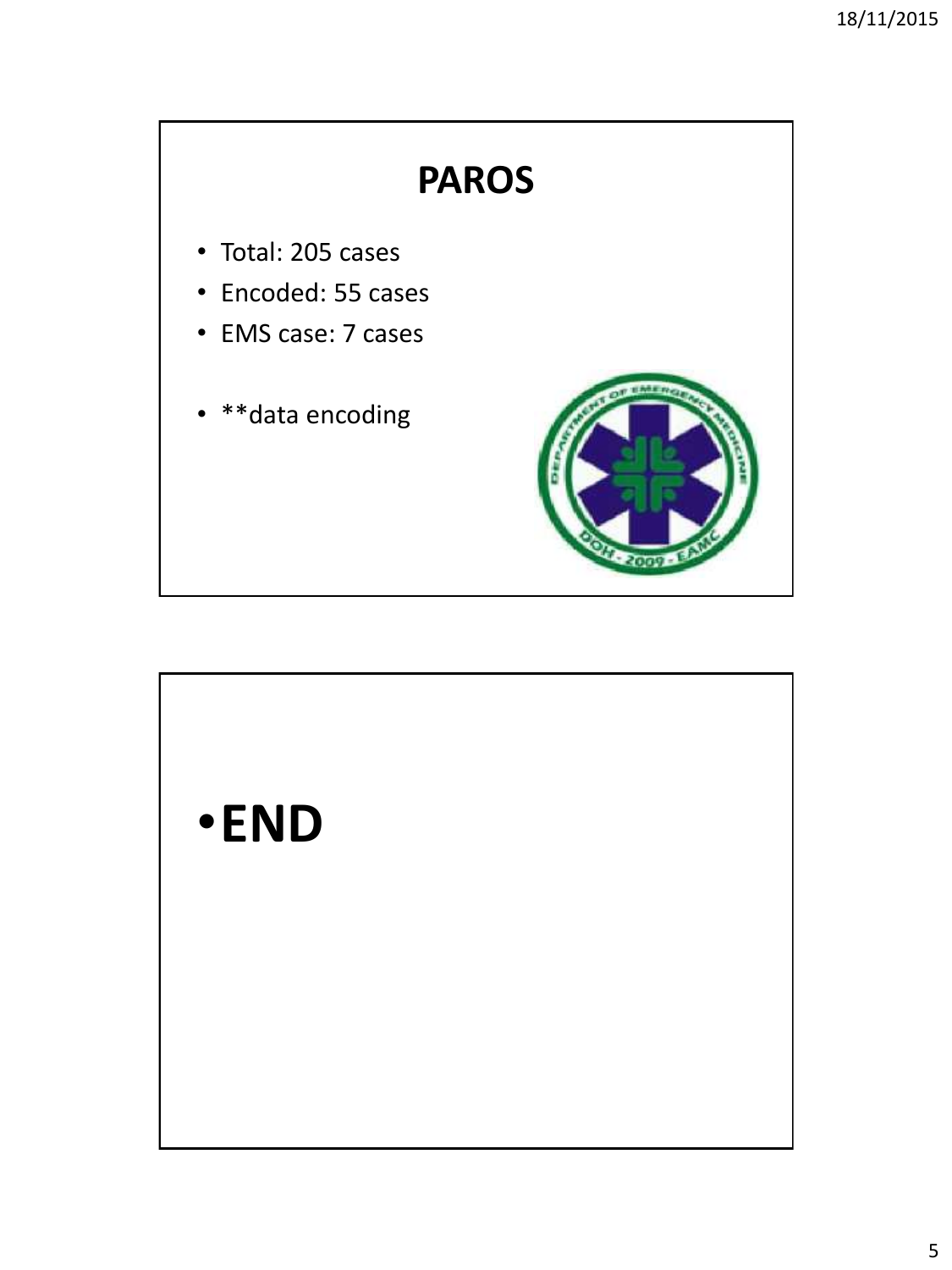## PAROS

- Total: 205 cases
- Encoded: 55 cases
- EMS case: 7 cases

- **data encoding

- **END**